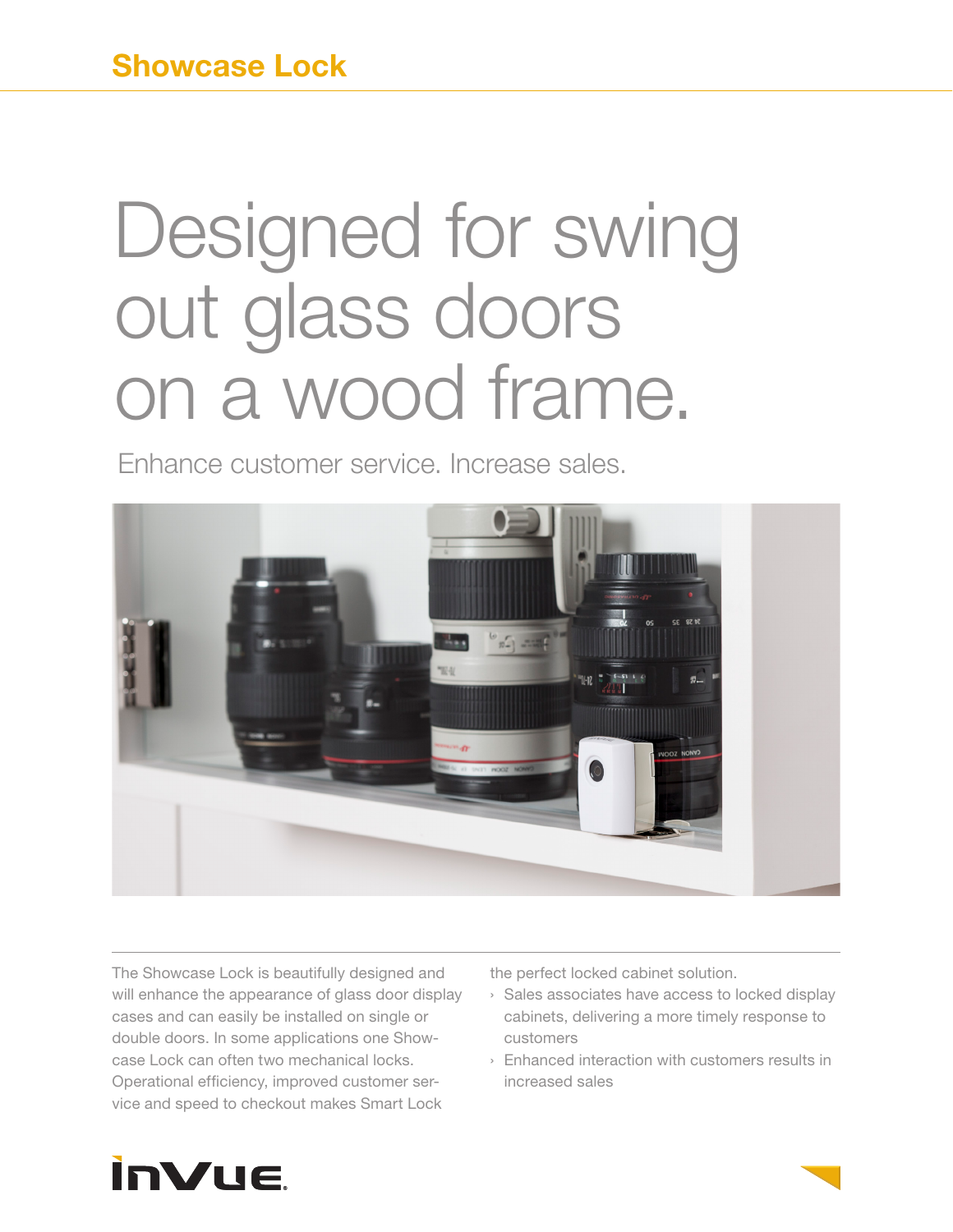## Showcase Lock

# Designed for swing out glass doors on a wood frame.

Enhance customer service. Increase sales.

The Showcase Lock is beautifully designed and will enhance the appearance of glass door display cases and can easily be installed on single or double doors. In some applications one Show-case Lock can often two mechanical locks. Operational efficiency, improved customer ser-vice and speed to checkout makes Smart Lock the perfect locked cabinet solution.

- Sales associates have access to locked display cabinets, delivering a more timely response to customers
- Enhanced interaction with customers results in increased sales

InVue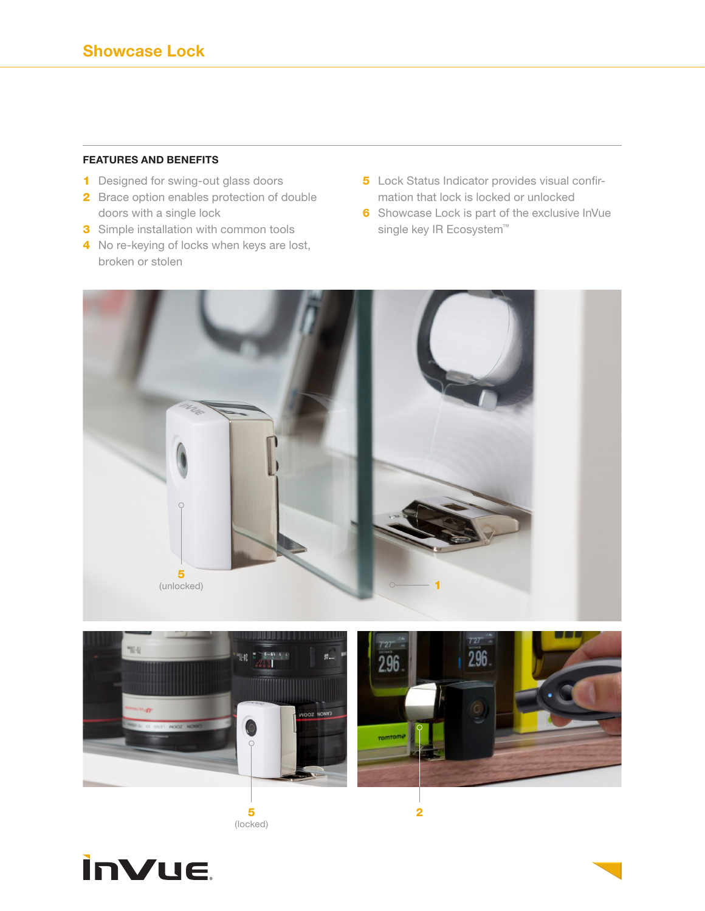## Showcase Lock

### FEATURES AND BENEFITS

1. Designed for swing-out glass doors
2. Brace option enables protection of double doors with a single lock
3. Simple installation with common tools
4. No re-keying of locks when keys are lost, broken or stolen
5. Lock Status Indicator provides visual confirmation that lock is locked or unlocked
6. Showcase Lock is part of the exclusive InVue single key IR Ecosystem™

5 (unlocked)

1

5 (locked)

2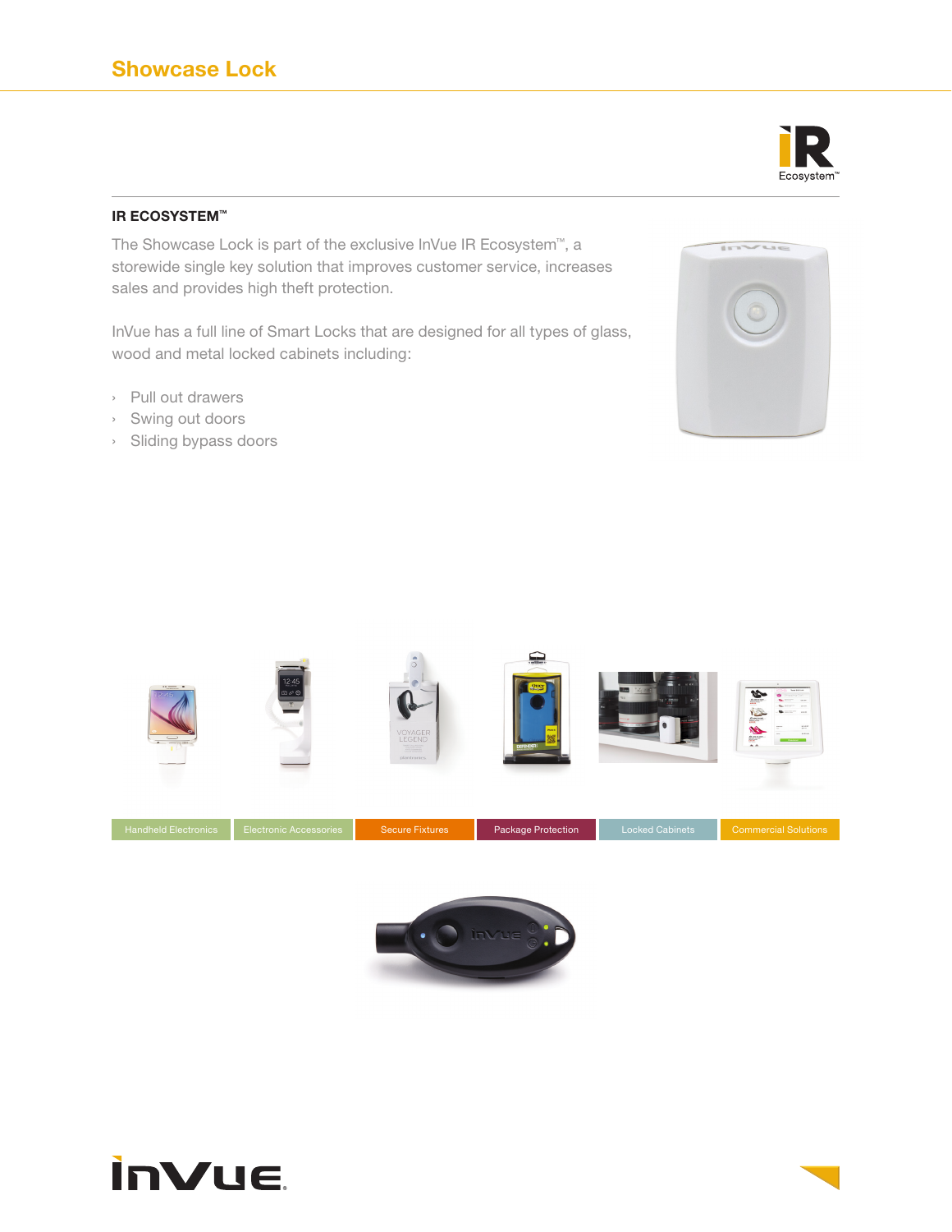# Showcase Lock

## IR ECOSYSTEM™

The Showcase Lock is part of the exclusive InVue IR Ecosystem™, a storewide single key solution that improves customer service, increases sales and provides high theft protection.

InVue has a full line of Smart Locks that are designed for all types of glass, wood and metal locked cabinets including:

- Pull out drawers
- Swing out doors
- Sliding bypass doors

Handheld Electronics | Electronic Accessories | Secure Fixtures | Package Protection | Locked Cabinets | Commercial Solutions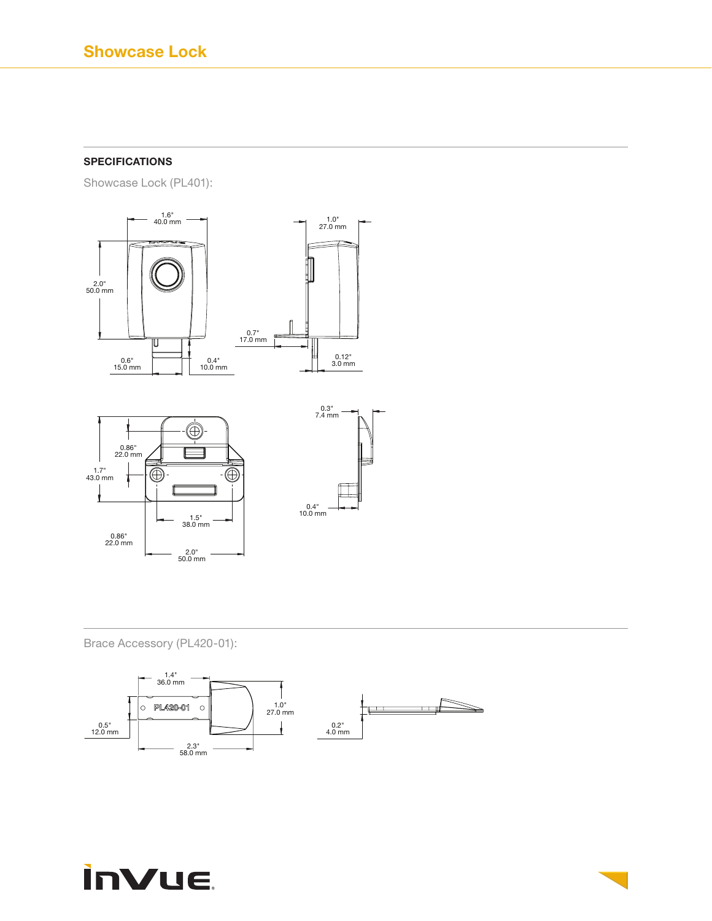# Showcase Lock

## SPECIFICATIONS

Showcase Lock (PL401):

1.6"
40.0 mm

2.0"
50.0 mm

0.6"
15.0 mm

0.4"
10.0 mm

1.0"
27.0 mm

0.7"
17.0 mm

0.12"
3.0 mm

0.86"
22.0 mm

1.7"
43.0 mm

1.5"
38.0 mm

0.86"
22.0 mm

2.0"
50.0 mm

0.3"
7.4 mm

0.4"
10.0 mm

Brace Accessory (PL420-01):

1.4"
36.0 mm

PL420-01

0.5"
12.0 mm

2.3"
58.0 mm

1.0"
27.0 mm

0.2"
4.0 mm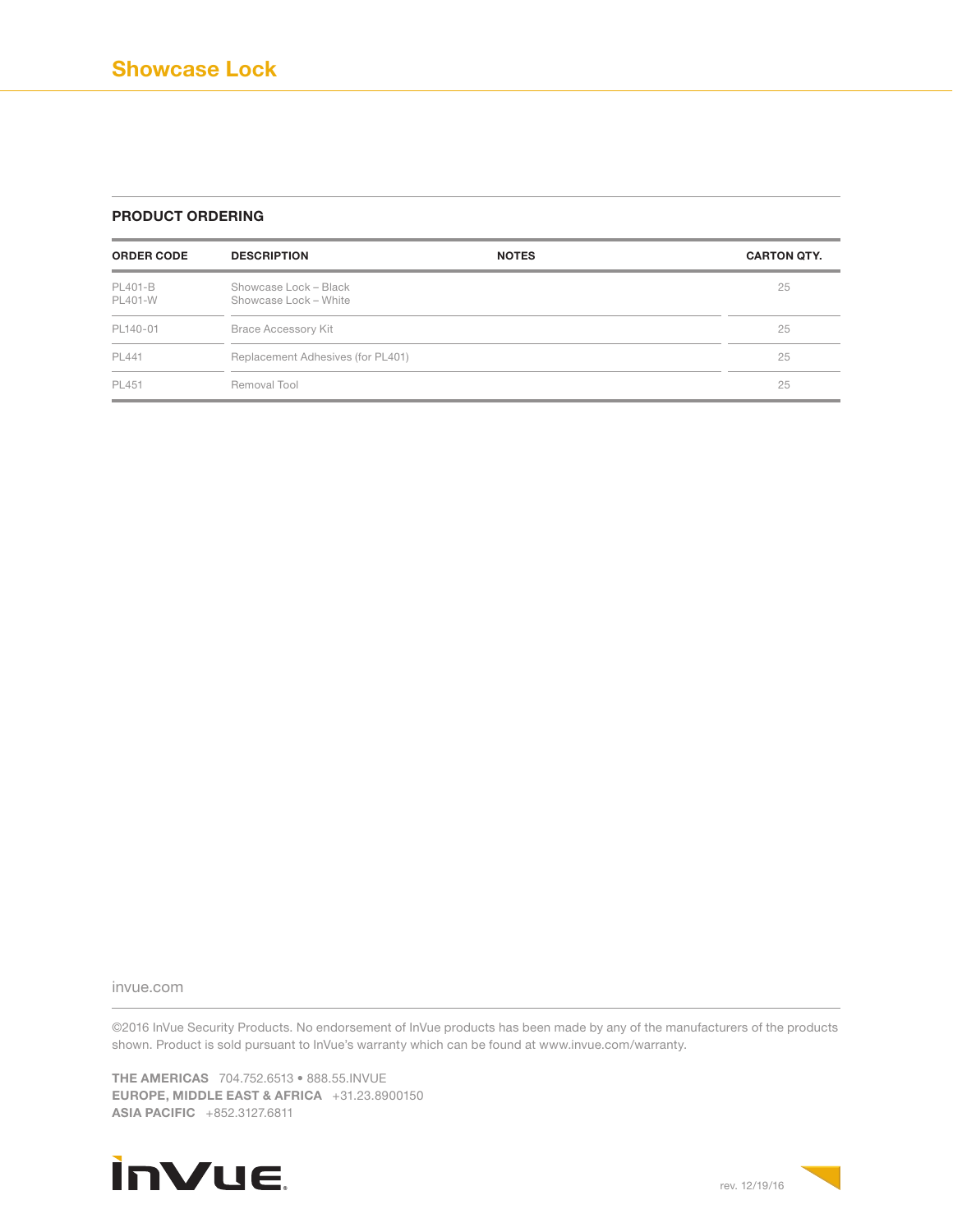## Showcase Lock

### PRODUCT ORDERING

| ORDER CODE | DESCRIPTION | NOTES | CARTON QTY. |
|---|---|---|---|
| PL401-B<br>PL401-W | Showcase Lock – Black<br>Showcase Lock – White | | 25 |
| PL140-01 | Brace Accessory Kit | | 25 |
| PL441 | Replacement Adhesives (for PL401) | | 25 |
| PL451 | Removal Tool | | 25 |

invue.com

©2016 InVue Security Products. No endorsement of InVue products has been made by any of the manufacturers of the products shown. Product is sold pursuant to InVue's warranty which can be found at www.invue.com/warranty.

**THE AMERICAS** 704.752.6513 • 888.55.INVUE
**EUROPE, MIDDLE EAST & AFRICA** +31.23.8900150
**ASIA PACIFIC** +852.3127.6811

InVue

rev. 12/19/16